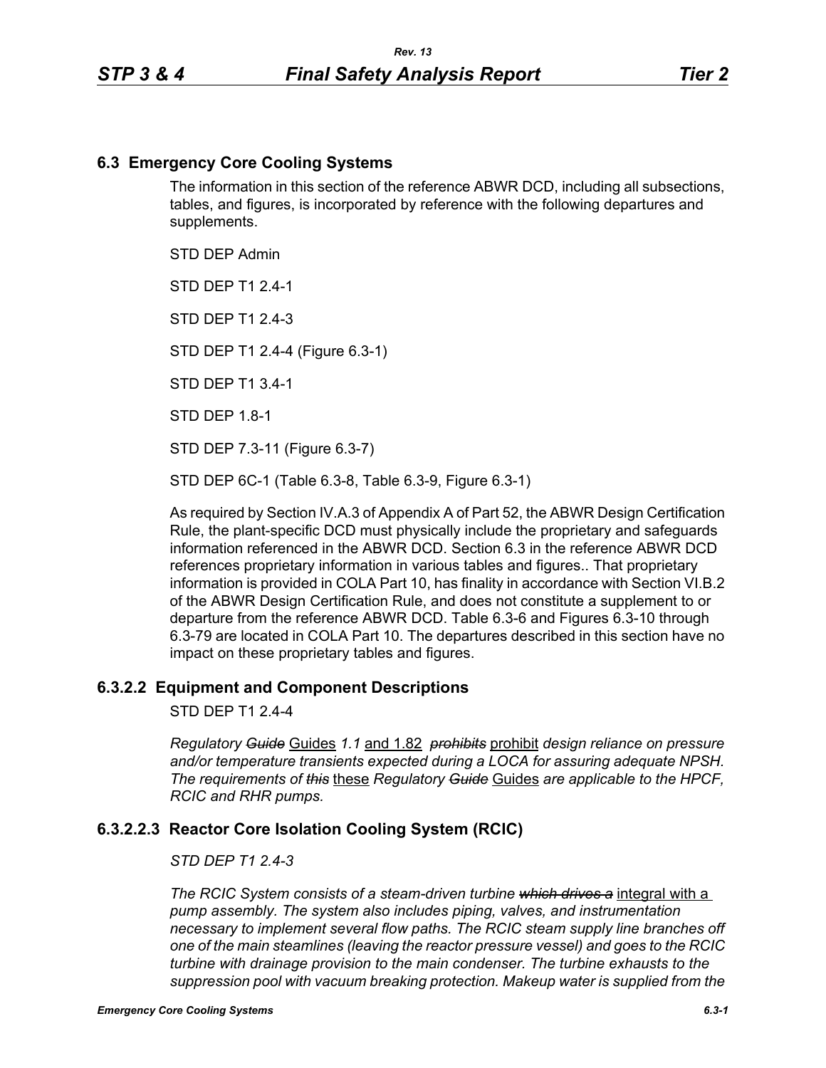## 6.3 Emergency Core Cooling Systems

The information in this section of the reference ABWR DCD, including all subsections, tables, and figures, is incorporated by reference with the following departures and supplements.

STD DEP Admin

STD DEP T1 2.4-1

STD DEP T1 2.4-3

STD DEP T1 2.4-4 (Figure 6.3-1)

STD DEP T1 3.4-1

STD DEP 1.8-1

STD DEP 7.3-11 (Figure 6.3-7)

STD DEP 6C-1 (Table 6.3-8, Table 6.3-9, Figure 6.3-1)

As required by Section IV.A.3 of Appendix A of Part 52, the ABWR Design Certification Rule, the plant-specific DCD must physically include the proprietary and safeguards information referenced in the ABWR DCD. Section 6.3 in the reference ABWR DCD references proprietary information in various tables and figures.. That proprietary information is provided in COLA Part 10, has finality in accordance with Section VI.B.2 of the ABWR Design Certification Rule, and does not constitute a supplement to or departure from the reference ABWR DCD. Table 6.3-6 and Figures 6.3-10 through 6.3-79 are located in COLA Part 10. The departures described in this section have no impact on these proprietary tables and figures.

### 6.3.2.2 Equipment and Component Descriptions

STD DEP T1 2.4-4

*Regulatory ~~Guide~~* Guides *1.1* and 1.82 *~~prohibits~~* prohibit *design reliance on pressure and/or temperature transients expected during a LOCA for assuring adequate NPSH. The requirements of ~~this~~* these *Regulatory ~~Guide~~* Guides *are applicable to the HPCF, RCIC and RHR pumps.*

### 6.3.2.2.3 Reactor Core Isolation Cooling System (RCIC)

*STD DEP T1 2.4-3*

*The RCIC System consists of a steam-driven turbine ~~which drives a~~* integral with a *pump assembly. The system also includes piping, valves, and instrumentation necessary to implement several flow paths. The RCIC steam supply line branches off one of the main steamlines (leaving the reactor pressure vessel) and goes to the RCIC turbine with drainage provision to the main condenser. The turbine exhausts to the suppression pool with vacuum breaking protection. Makeup water is supplied from the*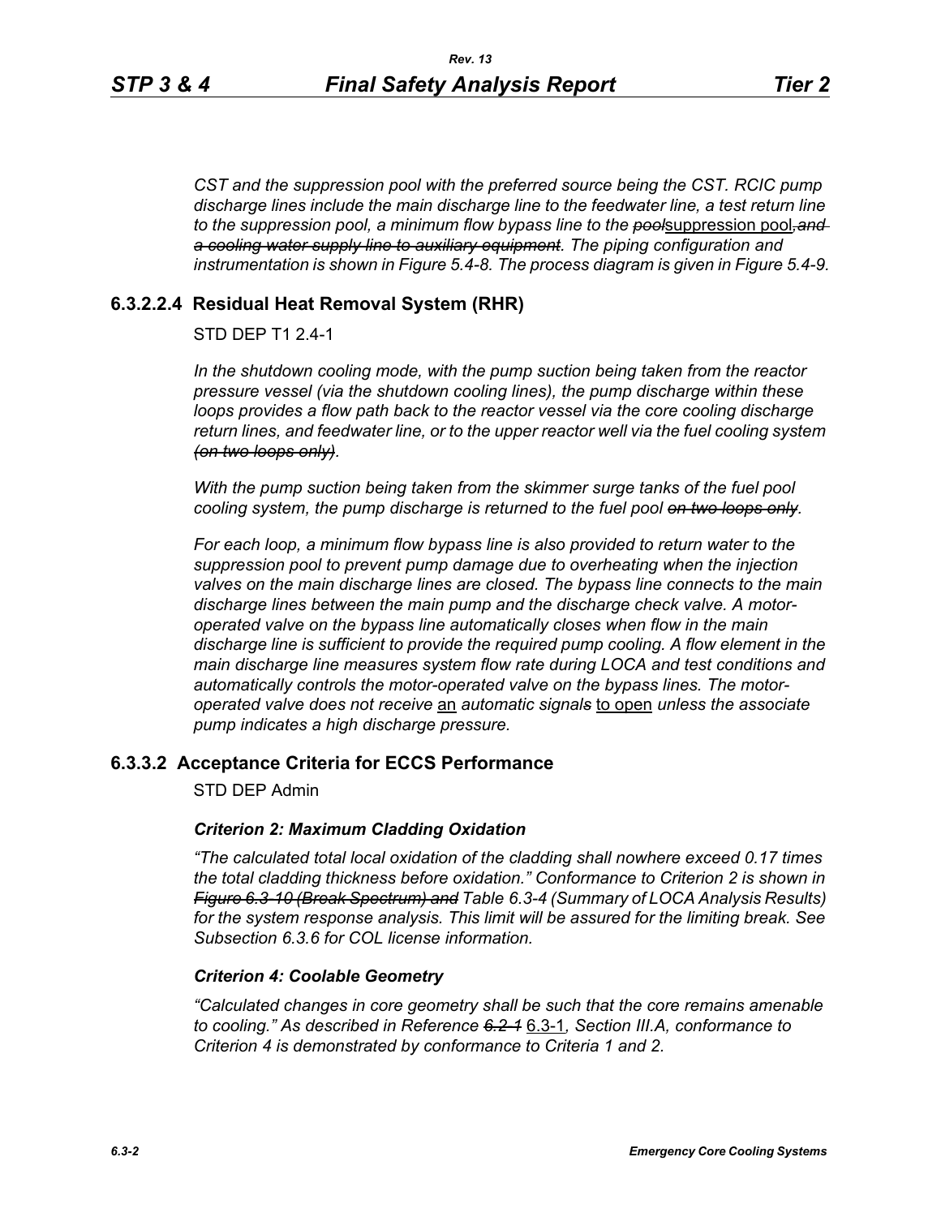*CST and the suppression pool with the preferred source being the CST. RCIC pump discharge lines include the main discharge line to the feedwater line, a test return line to the suppression pool, a minimum flow bypass line to the ~~pool~~*suppression pool*~~, and a cooling water supply line to auxiliary equipment~~. The piping configuration and instrumentation is shown in Figure 5.4-8. The process diagram is given in Figure 5.4-9.*

### 6.3.2.2.4 Residual Heat Removal System (RHR)

STD DEP T1 2.4-1

*In the shutdown cooling mode, with the pump suction being taken from the reactor pressure vessel (via the shutdown cooling lines), the pump discharge within these loops provides a flow path back to the reactor vessel via the core cooling discharge return lines, and feedwater line, or to the upper reactor well via the fuel cooling system ~~(on two loops only)~~.*

*With the pump suction being taken from the skimmer surge tanks of the fuel pool cooling system, the pump discharge is returned to the fuel pool ~~on two loops only~~.*

*For each loop, a minimum flow bypass line is also provided to return water to the suppression pool to prevent pump damage due to overheating when the injection valves on the main discharge lines are closed. The bypass line connects to the main discharge lines between the main pump and the discharge check valve. A motor-operated valve on the bypass line automatically closes when flow in the main discharge line is sufficient to provide the required pump cooling. A flow element in the main discharge line measures system flow rate during LOCA and test conditions and automatically controls the motor-operated valve on the bypass lines. The motor-operated valve does not receive* an *automatic signal~~s~~* to open *unless the associate pump indicates a high discharge pressure.*

## 6.3.3.2 Acceptance Criteria for ECCS Performance

STD DEP Admin

***Criterion 2: Maximum Cladding Oxidation***

*"The calculated total local oxidation of the cladding shall nowhere exceed 0.17 times the total cladding thickness before oxidation." Conformance to Criterion 2 is shown in ~~Figure 6.3-10 (Break Spectrum) and~~ Table 6.3-4 (Summary of LOCA Analysis Results) for the system response analysis. This limit will be assured for the limiting break. See Subsection 6.3.6 for COL license information.*

***Criterion 4: Coolable Geometry***

*"Calculated changes in core geometry shall be such that the core remains amenable to cooling." As described in Reference ~~6.2-1~~* 6.3-1*, Section III.A, conformance to Criterion 4 is demonstrated by conformance to Criteria 1 and 2.*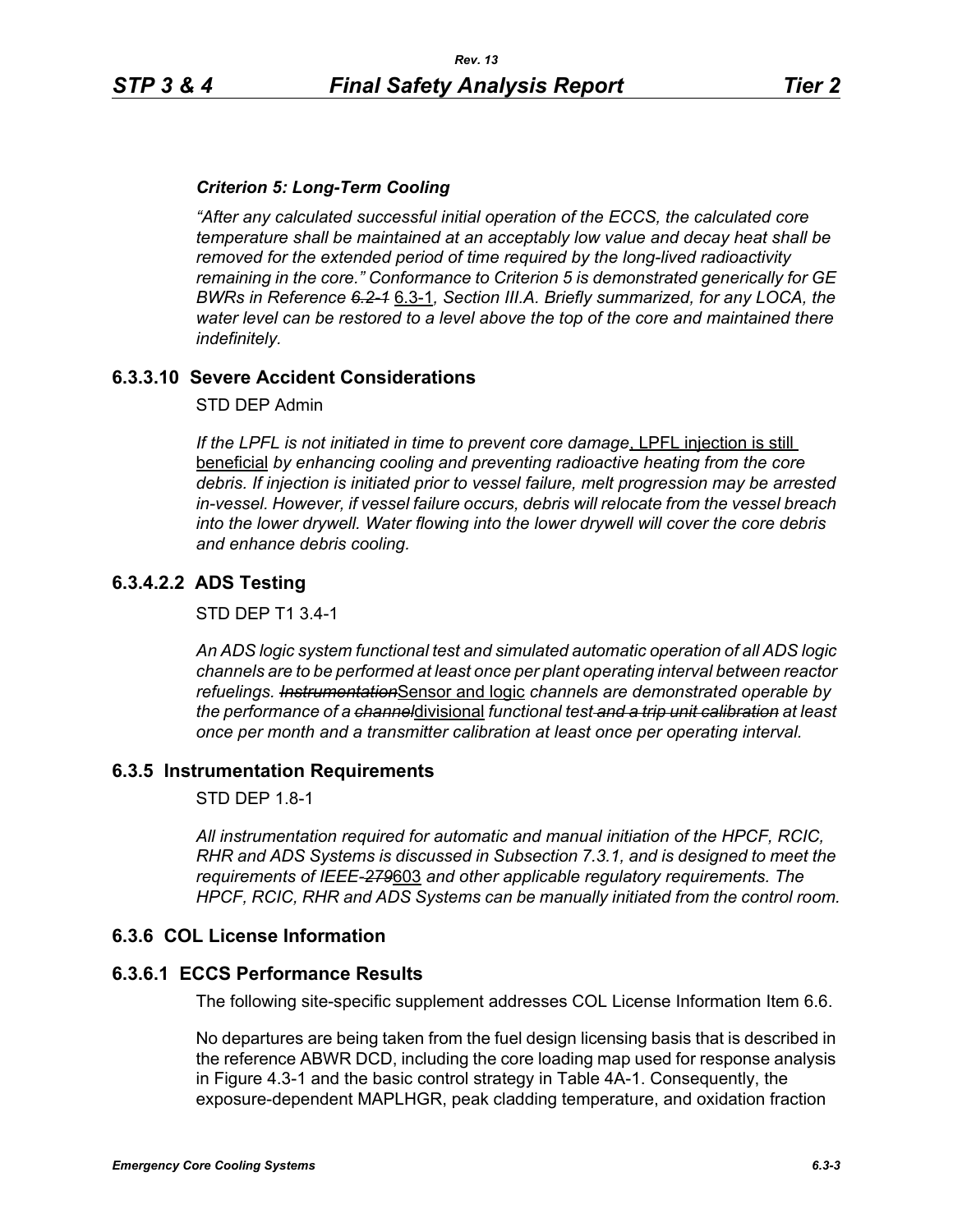### *Criterion 5: Long-Term Cooling*

*"After any calculated successful initial operation of the ECCS, the calculated core temperature shall be maintained at an acceptably low value and decay heat shall be removed for the extended period of time required by the long-lived radioactivity remaining in the core." Conformance to Criterion 5 is demonstrated generically for GE BWRs in Reference ~~6.2-1~~* <u>6.3-1</u>*, Section III.A. Briefly summarized, for any LOCA, the water level can be restored to a level above the top of the core and maintained there indefinitely.*

## 6.3.3.10 Severe Accident Considerations

STD DEP Admin

*If the LPFL is not initiated in time to prevent core damage*<u>, LPFL injection is still beneficial</u> *by enhancing cooling and preventing radioactive heating from the core debris. If injection is initiated prior to vessel failure, melt progression may be arrested in-vessel. However, if vessel failure occurs, debris will relocate from the vessel breach into the lower drywell. Water flowing into the lower drywell will cover the core debris and enhance debris cooling.*

## 6.3.4.2.2 ADS Testing

STD DEP T1 3.4-1

*An ADS logic system functional test and simulated automatic operation of all ADS logic channels are to be performed at least once per plant operating interval between reactor refuelings. ~~Instrumentation~~*<u>Sensor and logic</u> *channels are demonstrated operable by the performance of a ~~channel~~*<u>divisional</u> *functional test ~~and a trip unit calibration~~ at least once per month and a transmitter calibration at least once per operating interval.*

## 6.3.5 Instrumentation Requirements

STD DEP 1.8-1

*All instrumentation required for automatic and manual initiation of the HPCF, RCIC, RHR and ADS Systems is discussed in Subsection 7.3.1, and is designed to meet the requirements of IEEE-~~279~~*<u>603</u> *and other applicable regulatory requirements. The HPCF, RCIC, RHR and ADS Systems can be manually initiated from the control room.*

## 6.3.6 COL License Information

## 6.3.6.1 ECCS Performance Results

The following site-specific supplement addresses COL License Information Item 6.6.

No departures are being taken from the fuel design licensing basis that is described in the reference ABWR DCD, including the core loading map used for response analysis in Figure 4.3-1 and the basic control strategy in Table 4A-1. Consequently, the exposure-dependent MAPLHGR, peak cladding temperature, and oxidation fraction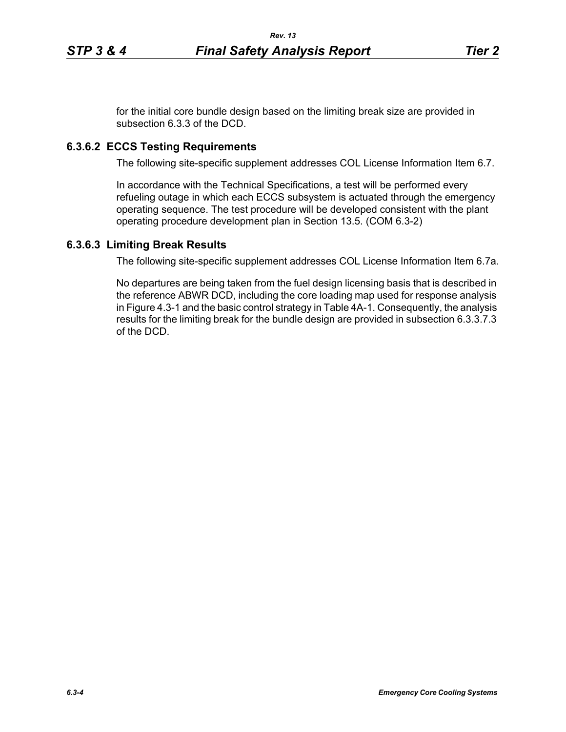for the initial core bundle design based on the limiting break size are provided in subsection 6.3.3 of the DCD.

### 6.3.6.2 ECCS Testing Requirements

The following site-specific supplement addresses COL License Information Item 6.7.

In accordance with the Technical Specifications, a test will be performed every refueling outage in which each ECCS subsystem is actuated through the emergency operating sequence. The test procedure will be developed consistent with the plant operating procedure development plan in Section 13.5. (COM 6.3-2)

### 6.3.6.3 Limiting Break Results

The following site-specific supplement addresses COL License Information Item 6.7a.

No departures are being taken from the fuel design licensing basis that is described in the reference ABWR DCD, including the core loading map used for response analysis in Figure 4.3-1 and the basic control strategy in Table 4A-1. Consequently, the analysis results for the limiting break for the bundle design are provided in subsection 6.3.3.7.3 of the DCD.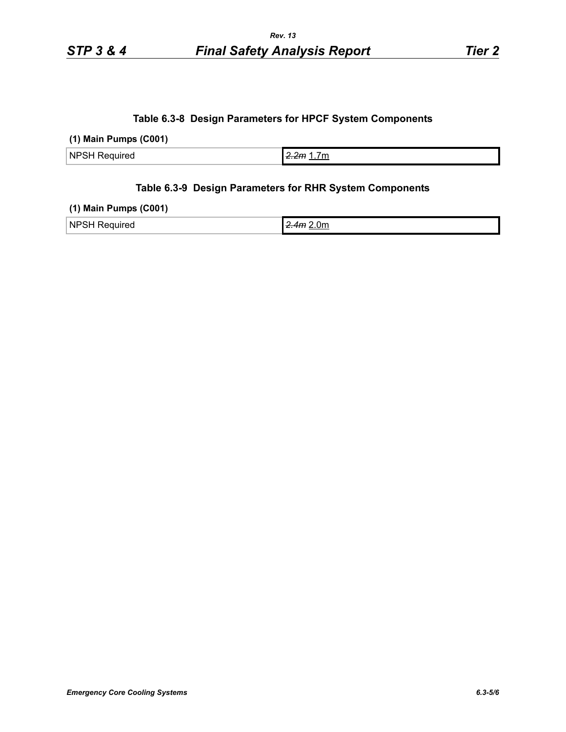### Table 6.3-8 Design Parameters for HPCF System Components

**(1) Main Pumps (C001)**

| | |
|---|---|
| NPSH Required | ~~*2.2m*~~ <u>1.7m</u> |

### Table 6.3-9 Design Parameters for RHR System Components

**(1) Main Pumps (C001)**

| | |
|---|---|
| NPSH Required | ~~*2.4m*~~ <u>2.0m</u> |